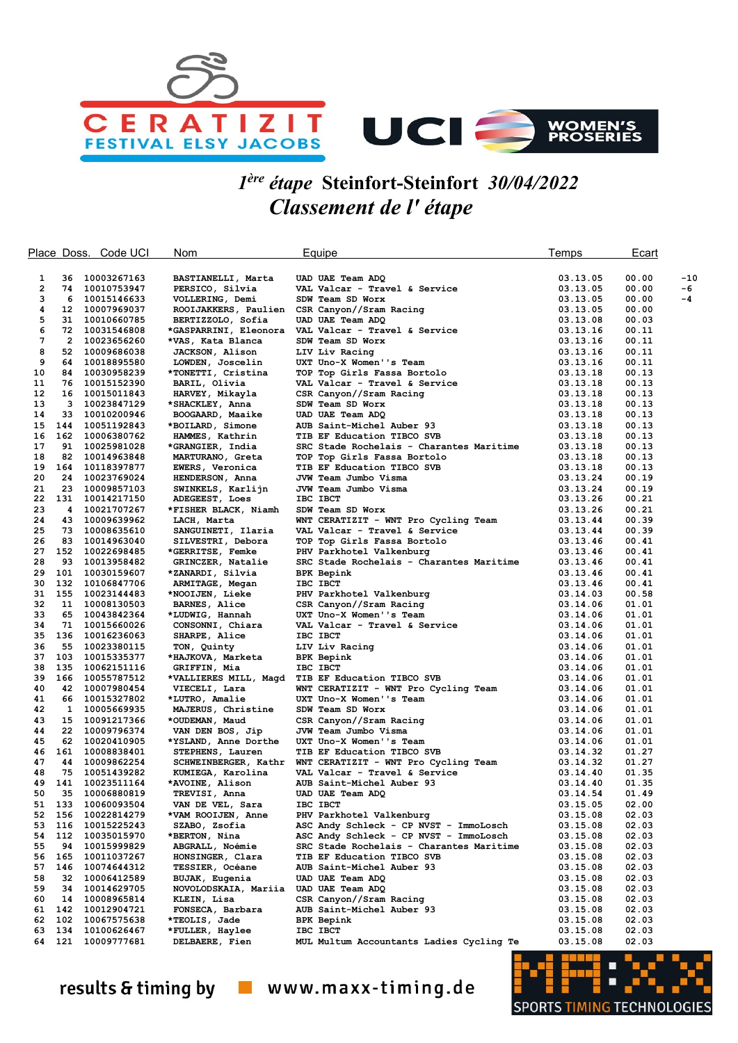CERATIZIT FESTIVAL ELSY JACOBS

UCI WOMEN'S PROSERIES

# *1ère étape* Steinfort-Steinfort *30/04/2022*

## *Classement de l' étape*

| Place | Doss. | Code UCI | Nom | Equipe | Temps | Ecart | |
|---|---|---|---|---|---|---|---|
| 1 | 36 | 10003267163 | BASTIANELLI, Marta | UAD UAE Team ADQ | 03.13.05 | 00.00 | -10 |
| 2 | 74 | 10010753947 | PERSICO, Silvia | VAL Valcar - Travel & Service | 03.13.05 | 00.00 | -6 |
| 3 | 6 | 10015146633 | VOLLERING, Demi | SDW Team SD Worx | 03.13.05 | 00.00 | -4 |
| 4 | 12 | 10007969037 | ROOIJAKKERS, Paulien | CSR Canyon//Sram Racing | 03.13.05 | 00.00 | |
| 5 | 31 | 10010660785 | BERTIZZOLO, Sofia | UAD UAE Team ADQ | 03.13.08 | 00.03 | |
| 6 | 72 | 10031546808 | *GASPARRINI, Eleonora | VAL Valcar - Travel & Service | 03.13.16 | 00.11 | |
| 7 | 2 | 10023656260 | *VAS, Kata Blanca | SDW Team SD Worx | 03.13.16 | 00.11 | |
| 8 | 52 | 10009686038 | JACKSON, Alison | LIV Liv Racing | 03.13.16 | 00.11 | |
| 9 | 64 | 10018895580 | LOWDEN, Joscelin | UXT Uno-X Women''s Team | 03.13.16 | 00.11 | |
| 10 | 84 | 10030958239 | *TONETTI, Cristina | TOP Top Girls Fassa Bortolo | 03.13.18 | 00.13 | |
| 11 | 76 | 10015152390 | BARIL, Olivia | VAL Valcar - Travel & Service | 03.13.18 | 00.13 | |
| 12 | 16 | 10015011843 | HARVEY, Mikayla | CSR Canyon//Sram Racing | 03.13.18 | 00.13 | |
| 13 | 3 | 10023847129 | *SHACKLEY, Anna | SDW Team SD Worx | 03.13.18 | 00.13 | |
| 14 | 33 | 10010200946 | BOOGAARD, Maaike | UAD UAE Team ADQ | 03.13.18 | 00.13 | |
| 15 | 144 | 10051192843 | *BOILARD, Simone | AUB Saint-Michel Auber 93 | 03.13.18 | 00.13 | |
| 16 | 162 | 10006380762 | HAMMES, Kathrin | TIB EF Education TIBCO SVB | 03.13.18 | 00.13 | |
| 17 | 91 | 10025981028 | *GRANGIER, India | SRC Stade Rochelais - Charantes Maritime | 03.13.18 | 00.13 | |
| 18 | 82 | 10014963848 | MARTURANO, Greta | TOP Top Girls Fassa Bortolo | 03.13.18 | 00.13 | |
| 19 | 164 | 10118397877 | EWERS, Veronica | TIB EF Education TIBCO SVB | 03.13.18 | 00.13 | |
| 20 | 24 | 10023769024 | HENDERSON, Anna | JVW Team Jumbo Visma | 03.13.24 | 00.19 | |
| 21 | 23 | 10009857103 | SWINKELS, Karlijn | JVW Team Jumbo Visma | 03.13.24 | 00.19 | |
| 22 | 131 | 10014217150 | ADEGEEST, Loes | IBC IBCT | 03.13.26 | 00.21 | |
| 23 | 4 | 10021707267 | *FISHER BLACK, Niamh | SDW Team SD Worx | 03.13.26 | 00.21 | |
| 24 | 43 | 10009639962 | LACH, Marta | WNT CERATIZIT - WNT Pro Cycling Team | 03.13.44 | 00.39 | |
| 25 | 73 | 10008635610 | SANGUINETI, Ilaria | VAL Valcar - Travel & Service | 03.13.44 | 00.39 | |
| 26 | 83 | 10014963040 | SILVESTRI, Debora | TOP Top Girls Fassa Bortolo | 03.13.46 | 00.41 | |
| 27 | 152 | 10022698485 | *GERRITSE, Femke | PHV Parkhotel Valkenburg | 03.13.46 | 00.41 | |
| 28 | 93 | 10013958482 | GRINCZER, Natalie | SRC Stade Rochelais - Charantes Maritime | 03.13.46 | 00.41 | |
| 29 | 101 | 10030159607 | *ZANARDI, Silvia | BPK Bepink | 03.13.46 | 00.41 | |
| 30 | 132 | 10106847706 | ARMITAGE, Megan | IBC IBCT | 03.13.46 | 00.41 | |
| 31 | 155 | 10023144483 | *NOOIJEN, Lieke | PHV Parkhotel Valkenburg | 03.14.03 | 00.58 | |
| 32 | 11 | 10008130503 | BARNES, Alice | CSR Canyon//Sram Racing | 03.14.06 | 01.01 | |
| 33 | 65 | 10043842364 | *LUDWIG, Hannah | UXT Uno-X Women''s Team | 03.14.06 | 01.01 | |
| 34 | 71 | 10015660026 | CONSONNI, Chiara | VAL Valcar - Travel & Service | 03.14.06 | 01.01 | |
| 35 | 136 | 10016236063 | SHARPE, Alice | IBC IBCT | 03.14.06 | 01.01 | |
| 36 | 55 | 10023380115 | TON, Quinty | LIV Liv Racing | 03.14.06 | 01.01 | |
| 37 | 103 | 10015335377 | *HAJKOVA, Marketa | BPK Bepink | 03.14.06 | 01.01 | |
| 38 | 135 | 10062151116 | GRIFFIN, Mia | IBC IBCT | 03.14.06 | 01.01 | |
| 39 | 166 | 10055787512 | *VALLIERES MILL, Magd | TIB EF Education TIBCO SVB | 03.14.06 | 01.01 | |
| 40 | 42 | 10007980454 | VIECELI, Lara | WNT CERATIZIT - WNT Pro Cycling Team | 03.14.06 | 01.01 | |
| 41 | 66 | 10015327802 | *LUTRO, Amalie | UXT Uno-X Women''s Team | 03.14.06 | 01.01 | |
| 42 | 1 | 10005669935 | MAJERUS, Christine | SDW Team SD Worx | 03.14.06 | 01.01 | |
| 43 | 15 | 10091217366 | *OUDEMAN, Maud | CSR Canyon//Sram Racing | 03.14.06 | 01.01 | |
| 44 | 22 | 10009796374 | VAN DEN BOS, Jip | JVW Team Jumbo Visma | 03.14.06 | 01.01 | |
| 45 | 62 | 10020410905 | *YSLAND, Anne Dorthe | UXT Uno-X Women''s Team | 03.14.06 | 01.01 | |
| 46 | 161 | 10008838401 | STEPHENS, Lauren | TIB EF Education TIBCO SVB | 03.14.32 | 01.27 | |
| 47 | 44 | 10009862254 | SCHWEINBERGER, Kathr | WNT CERATIZIT - WNT Pro Cycling Team | 03.14.32 | 01.27 | |
| 48 | 75 | 10051439282 | KUMIEGA, Karolina | VAL Valcar - Travel & Service | 03.14.40 | 01.35 | |
| 49 | 141 | 10023511164 | *AVOINE, Alison | AUB Saint-Michel Auber 93 | 03.14.40 | 01.35 | |
| 50 | 35 | 10006880819 | TREVISI, Anna | UAD UAE Team ADQ | 03.14.54 | 01.49 | |
| 51 | 133 | 10060093504 | VAN DE VEL, Sara | IBC IBCT | 03.15.05 | 02.00 | |
| 52 | 156 | 10022814279 | *VAM ROOIJEN, Anne | PHV Parkhotel Valkenburg | 03.15.08 | 02.03 | |
| 53 | 116 | 10015225243 | SZABO, Zsofia | ASC Andy Schleck - CP NVST - ImmoLosch | 03.15.08 | 02.03 | |
| 54 | 112 | 10035015970 | *BERTON, Nina | ASC Andy Schleck - CP NVST - ImmoLosch | 03.15.08 | 02.03 | |
| 55 | 94 | 10015999829 | ABGRALL, Noémie | SRC Stade Rochelais - Charantes Maritime | 03.15.08 | 02.03 | |
| 56 | 165 | 10011037267 | HONSINGER, Clara | TIB EF Education TIBCO SVB | 03.15.08 | 02.03 | |
| 57 | 146 | 10074644312 | TESSIER, Océane | AUB Saint-Michel Auber 93 | 03.15.08 | 02.03 | |
| 58 | 32 | 10006412589 | BUJAK, Eugenia | UAD UAE Team ADQ | 03.15.08 | 02.03 | |
| 59 | 34 | 10014629705 | NOVOLODSKAIA, Mariia | UAD UAE Team ADQ | 03.15.08 | 02.03 | |
| 60 | 14 | 10008965814 | KLEIN, Lisa | CSR Canyon//Sram Racing | 03.15.08 | 02.03 | |
| 61 | 142 | 10012904721 | FONSECA, Barbara | AUB Saint-Michel Auber 93 | 03.15.08 | 02.03 | |
| 62 | 102 | 10067575638 | *TEOLIS, Jade | BPK Bepink | 03.15.08 | 02.03 | |
| 63 | 134 | 10100626467 | *FULLER, Haylee | IBC IBCT | 03.15.08 | 02.03 | |
| 64 | 121 | 10009777681 | DELBAERE, Fien | MUL Multum Accountants Ladies Cycling Te | 03.15.08 | 02.03 | |

results & timing by www.maxx-timing.de

MAXX SPORTS TIMING TECHNOLOGIES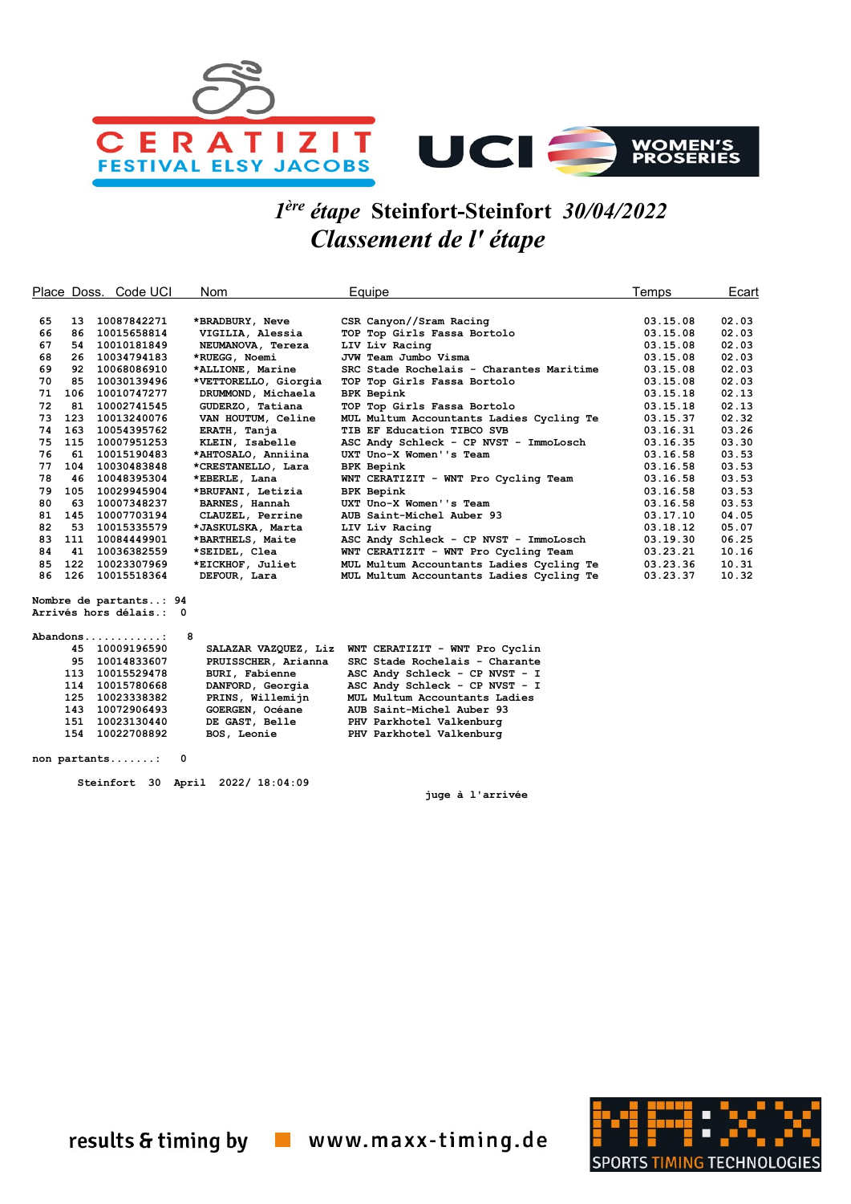# *1ère étape* Steinfort-Steinfort *30/04/2022*

## *Classement de l' étape*

| Place | Doss. | Code UCI | Nom | Equipe | Temps | Ecart |
|---|---|---|---|---|---|---|
| 65 | 13 | 10087842271 | *BRADBURY, Neve | CSR Canyon//Sram Racing | 03.15.08 | 02.03 |
| 66 | 86 | 10015658814 | VIGILIA, Alessia | TOP Top Girls Fassa Bortolo | 03.15.08 | 02.03 |
| 67 | 54 | 10010181849 | NEUMANOVA, Tereza | LIV Liv Racing | 03.15.08 | 02.03 |
| 68 | 26 | 10034794183 | *RUEGG, Noemi | JVW Team Jumbo Visma | 03.15.08 | 02.03 |
| 69 | 92 | 10068086910 | *ALLIONE, Marine | SRC Stade Rochelais - Charantes Maritime | 03.15.08 | 02.03 |
| 70 | 85 | 10030139496 | *VETTORELLO, Giorgia | TOP Top Girls Fassa Bortolo | 03.15.08 | 02.03 |
| 71 | 106 | 10010747277 | DRUMMOND, Michaela | BPK Bepink | 03.15.18 | 02.13 |
| 72 | 81 | 10002741545 | GUDERZO, Tatiana | TOP Top Girls Fassa Bortolo | 03.15.18 | 02.13 |
| 73 | 123 | 10013240076 | VAN HOUTUM, Celine | MUL Multum Accountants Ladies Cycling Te | 03.15.37 | 02.32 |
| 74 | 163 | 10054395762 | ERATH, Tanja | TIB EF Education TIBCO SVB | 03.16.31 | 03.26 |
| 75 | 115 | 10007951253 | KLEIN, Isabelle | ASC Andy Schleck - CP NVST - ImmoLosch | 03.16.35 | 03.30 |
| 76 | 61 | 10015190483 | *AHTOSALO, Anniina | UXT Uno-X Women''s Team | 03.16.58 | 03.53 |
| 77 | 104 | 10030483848 | *CRESTANELLO, Lara | BPK Bepink | 03.16.58 | 03.53 |
| 78 | 46 | 10048395304 | *EBERLE, Lana | WNT CERATIZIT - WNT Pro Cycling Team | 03.16.58 | 03.53 |
| 79 | 105 | 10029945904 | *BRUFANI, Letizia | BPK Bepink | 03.16.58 | 03.53 |
| 80 | 63 | 10007348237 | BARNES, Hannah | UXT Uno-X Women''s Team | 03.16.58 | 03.53 |
| 81 | 145 | 10007703194 | CLAUZEL, Perrine | AUB Saint-Michel Auber 93 | 03.17.10 | 04.05 |
| 82 | 53 | 10015335579 | *JASKULSKA, Marta | LIV Liv Racing | 03.18.12 | 05.07 |
| 83 | 111 | 10084449901 | *BARTHELS, Maite | ASC Andy Schleck - CP NVST - ImmoLosch | 03.19.30 | 06.25 |
| 84 | 41 | 10036382559 | *SEIDEL, Clea | WNT CERATIZIT - WNT Pro Cycling Team | 03.23.21 | 10.16 |
| 85 | 122 | 10023307969 | *EICKHOF, Juliet | MUL Multum Accountants Ladies Cycling Te | 03.23.36 | 10.31 |
| 86 | 126 | 10015518364 | DEFOUR, Lara | MUL Multum Accountants Ladies Cycling Te | 03.23.37 | 10.32 |

Nombre de partants..: 94
Arrivés hors délais.: 0

Abandons............: 8

| | | | |
|---|---|---|---|
| 45 | 10009196590 | SALAZAR VAZQUEZ, Liz | WNT CERATIZIT - WNT Pro Cyclin |
| 95 | 10014833607 | PRUISSCHER, Arianna | SRC Stade Rochelais - Charante |
| 113 | 10015529478 | BURI, Fabienne | ASC Andy Schleck - CP NVST - I |
| 114 | 10015780668 | DANFORD, Georgia | ASC Andy Schleck - CP NVST - I |
| 125 | 10023338382 | PRINS, Willemijn | MUL Multum Accountants Ladies |
| 143 | 10072906493 | GOERGEN, Océane | AUB Saint-Michel Auber 93 |
| 151 | 10023130440 | DE GAST, Belle | PHV Parkhotel Valkenburg |
| 154 | 10022708892 | BOS, Leonie | PHV Parkhotel Valkenburg |

non partants.......: 0

Steinfort 30 April 2022/ 18:04:09

juge à l'arrivée

results & timing by www.maxx-timing.de